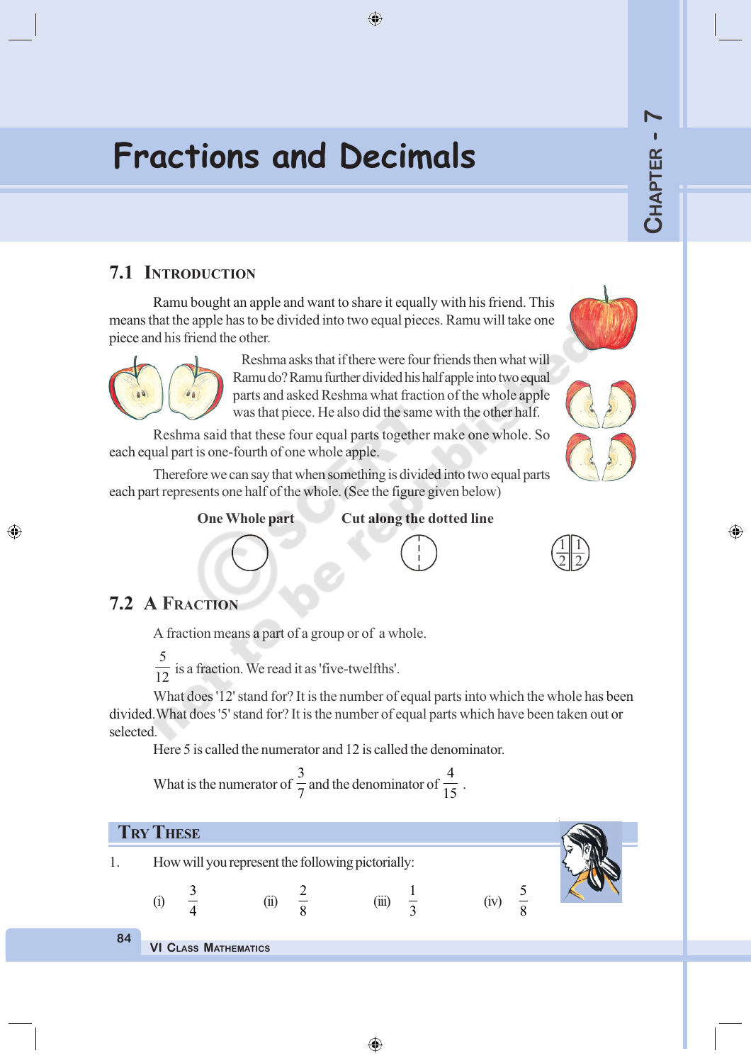# Fractions and Decimals

CHAPTER - 7

## 7.1 Introduction

Ramu bought an apple and want to share it equally with his friend. This means that the apple has to be divided into two equal pieces. Ramu will take one piece and his friend the other.

Reshma asks that if there were four friends then what will Ramu do? Ramu further divided his half apple into two equal parts and asked Reshma what fraction of the whole apple was that piece. He also did the same with the other half.

Reshma said that these four equal parts together make one whole. So each equal part is one-fourth of one whole apple.

Therefore we can say that when something is divided into two equal parts each part represents one half of the whole. (See the figure given below)

**One Whole part** **Cut along the dotted line**

$\frac{1}{2}$ $\frac{1}{2}$

## 7.2 A Fraction

A fraction means a part of a group or of a whole.

$\frac{5}{12}$ is a fraction. We read it as 'five-twelfths'.

What does '12' stand for? It is the number of equal parts into which the whole has been divided. What does '5' stand for? It is the number of equal parts which have been taken out or selected.

Here 5 is called the numerator and 12 is called the denominator.

What is the numerator of $\frac{3}{7}$ and the denominator of $\frac{4}{15}$ .

### Try These

1. How will you represent the following pictorially:

(i) $\frac{3}{4}$ (ii) $\frac{2}{8}$ (iii) $\frac{1}{3}$ (iv) $\frac{5}{8}$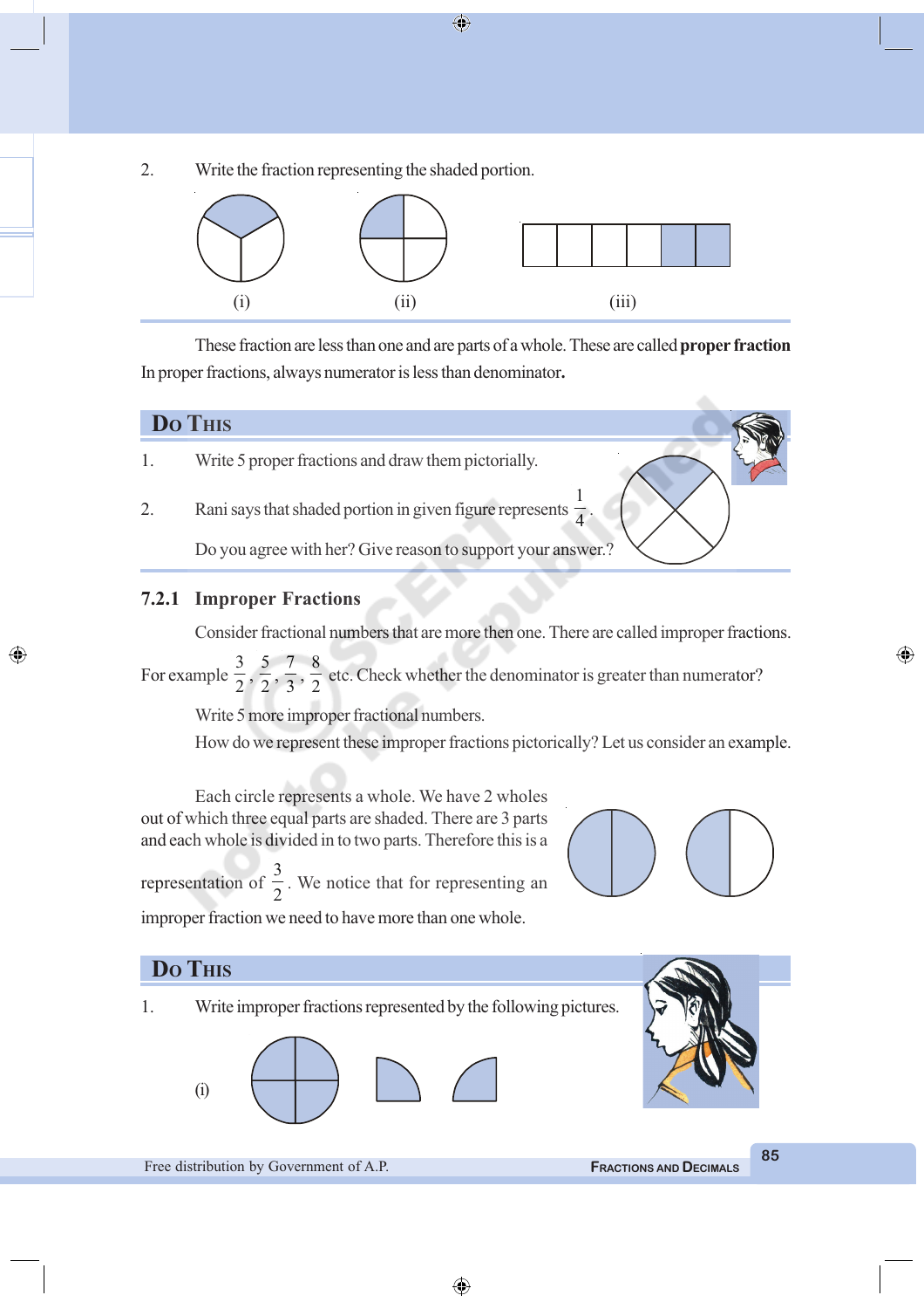2. Write the fraction representing the shaded portion.

(i) (ii) (iii)

These fraction are less than one and are parts of a whole. These are called **proper fraction** In proper fractions, always numerator is less than denominator**.**

## Do This

1. Write 5 proper fractions and draw them pictorially.

2. Rani says that shaded portion in given figure represents $\frac{1}{4}$.

   Do you agree with her? Give reason to support your answer.?

### 7.2.1 Improper Fractions

Consider fractional numbers that are more then one. There are called improper fractions.

For example $\frac{3}{2}, \frac{5}{2}, \frac{7}{3}, \frac{8}{2}$ etc. Check whether the denominator is greater than numerator?

Write 5 more improper fractional numbers.

How do we represent these improper fractions pictorically? Let us consider an example.

Each circle represents a whole. We have 2 wholes out of which three equal parts are shaded. There are 3 parts and each whole is divided in to two parts. Therefore this is a representation of $\frac{3}{2}$. We notice that for representing an improper fraction we need to have more than one whole.

## Do This

1. Write improper fractions represented by the following pictures.

(i)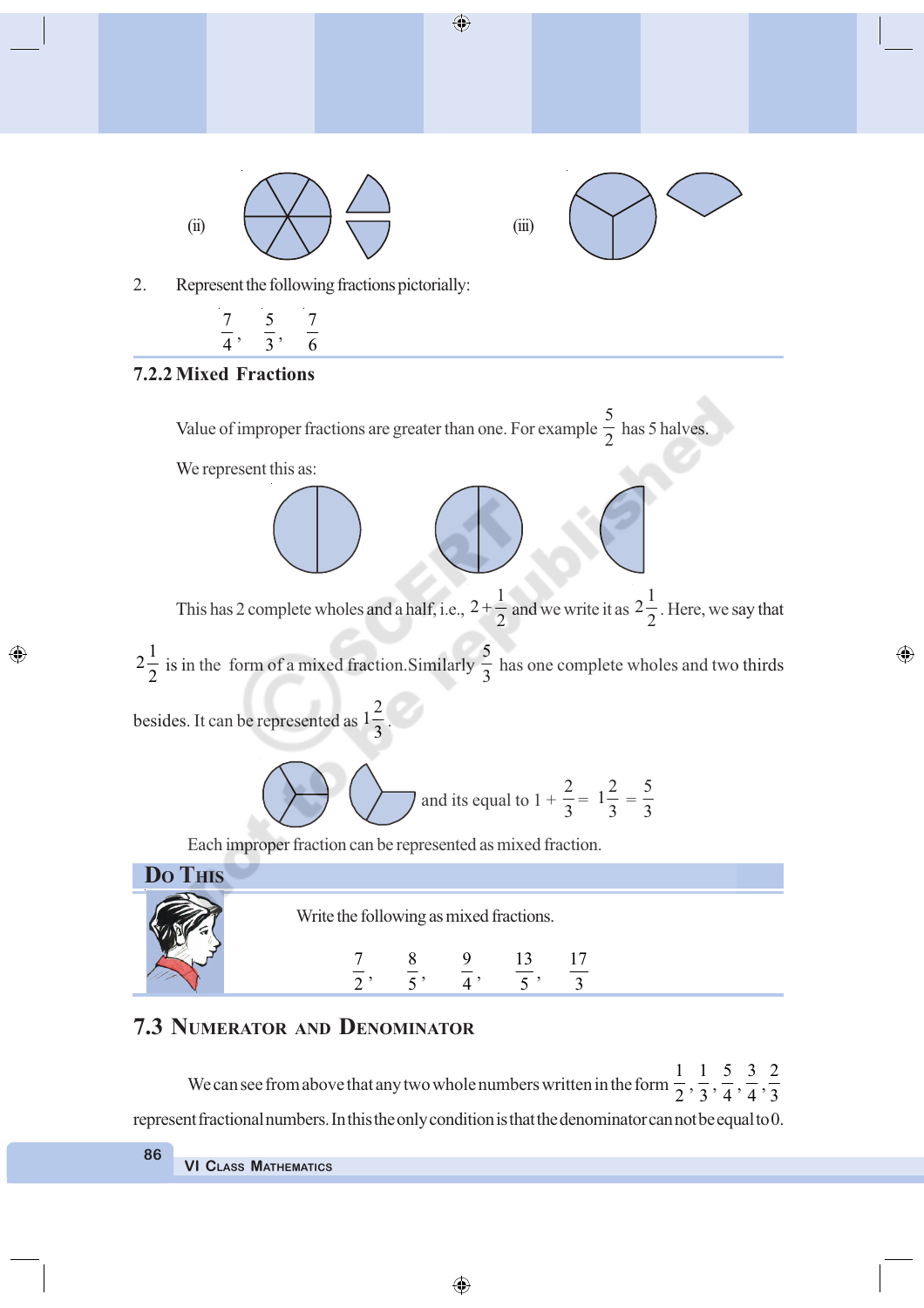(ii)

(iii)

2. Represent the following fractions pictorially:

$\frac{7}{4}, \frac{5}{3}, \frac{7}{6}$

### 7.2.2 Mixed Fractions

Value of improper fractions are greater than one. For example $\frac{5}{2}$ has 5 halves.

We represent this as:

This has 2 complete wholes and a half, i.e., $2 + \frac{1}{2}$ and we write it as $2\frac{1}{2}$. Here, we say that $2\frac{1}{2}$ is in the form of a mixed fraction. Similarly $\frac{5}{3}$ has one complete wholes and two thirds besides. It can be represented as $1\frac{2}{3}$.

and its equal to $1 + \frac{2}{3} = 1\frac{2}{3} = \frac{5}{3}$

Each improper fraction can be represented as mixed fraction.

**Do This**

Write the following as mixed fractions.

$\frac{7}{2}, \frac{8}{5}, \frac{9}{4}, \frac{13}{5}, \frac{17}{3}$

## 7.3 Numerator and Denominator

We can see from above that any two whole numbers written in the form $\frac{1}{2}, \frac{1}{3}, \frac{5}{4}, \frac{3}{4}, \frac{2}{3}$ represent fractional numbers. In this the only condition is that the denominator can not be equal to 0.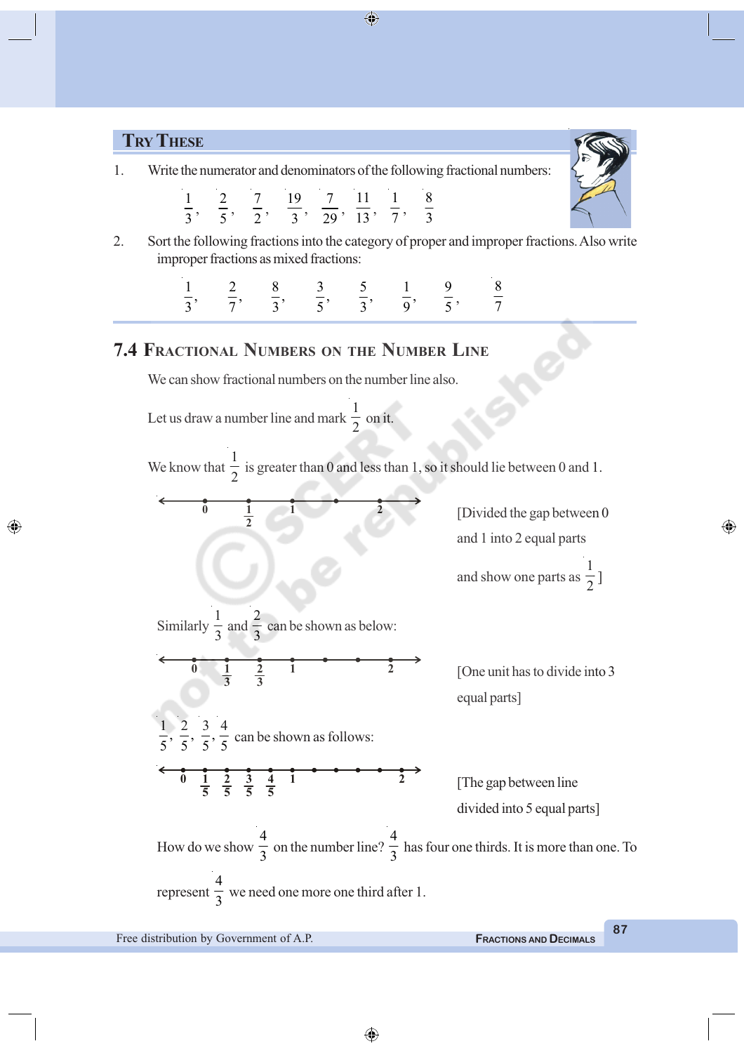## TRY THESE

1. Write the numerator and denominators of the following fractional numbers:

$\frac{1}{3}, \frac{2}{5}, \frac{7}{2}, \frac{19}{3}, \frac{7}{29}, \frac{11}{13}, \frac{1}{7}, \frac{8}{3}$

2. Sort the following fractions into the category of proper and improper fractions. Also write improper fractions as mixed fractions:

$\frac{1}{3}, \frac{2}{7}, \frac{8}{3}, \frac{3}{5}, \frac{5}{3}, \frac{1}{9}, \frac{9}{5}, \frac{8}{7}$

## 7.4 FRACTIONAL NUMBERS ON THE NUMBER LINE

We can show fractional numbers on the number line also.

Let us draw a number line and mark $\frac{1}{2}$ on it.

We know that $\frac{1}{2}$ is greater than 0 and less than 1, so it should lie between 0 and 1.

[Number line: 0, $\frac{1}{2}$, 1, 2]

[Divided the gap between 0 and 1 into 2 equal parts and show one parts as $\frac{1}{2}$]

Similarly $\frac{1}{3}$ and $\frac{2}{3}$ can be shown as below:

[Number line: 0, $\frac{1}{3}$, $\frac{2}{3}$, 1, 2]

[One unit has to divide into 3 equal parts]

$\frac{1}{5}, \frac{2}{5}, \frac{3}{5}, \frac{4}{5}$ can be shown as follows:

[Number line: 0, $\frac{1}{5}$, $\frac{2}{5}$, $\frac{3}{5}$, $\frac{4}{5}$, 1, 2]

[The gap between line divided into 5 equal parts]

How do we show $\frac{4}{3}$ on the number line? $\frac{4}{3}$ has four one thirds. It is more than one. To represent $\frac{4}{3}$ we need one more one third after 1.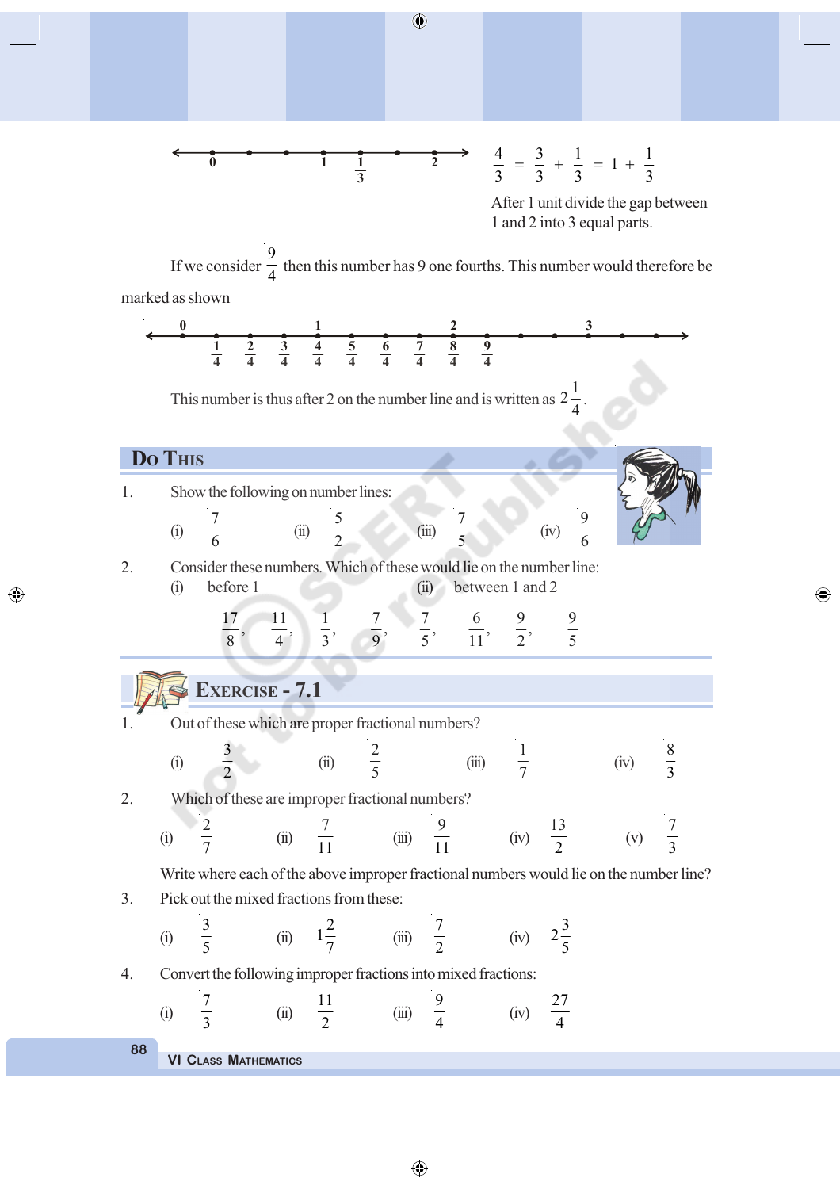$$\frac{4}{3} = \frac{3}{3} + \frac{1}{3} = 1 + \frac{1}{3}$$

After 1 unit divide the gap between 1 and 2 into 3 equal parts.

If we consider $\frac{9}{4}$ then this number has 9 one fourths. This number would therefore be marked as shown

This number is thus after 2 on the number line and is written as $2\frac{1}{4}$.

## Do This

1. Show the following on number lines:

   (i) $\frac{7}{6}$ (ii) $\frac{5}{2}$ (iii) $\frac{7}{5}$ (iv) $\frac{9}{6}$

2. Consider these numbers. Which of these would lie on the number line:

   (i) before 1 (ii) between 1 and 2

   $\frac{17}{8}$, $\frac{11}{4}$, $\frac{1}{3}$, $\frac{7}{9}$, $\frac{7}{5}$, $\frac{6}{11}$, $\frac{9}{2}$, $\frac{9}{5}$

## Exercise - 7.1

1. Out of these which are proper fractional numbers?

   (i) $\frac{3}{2}$ (ii) $\frac{2}{5}$ (iii) $\frac{1}{7}$ (iv) $\frac{8}{3}$

2. Which of these are improper fractional numbers?

   (i) $\frac{2}{7}$ (ii) $\frac{7}{11}$ (iii) $\frac{9}{11}$ (iv) $\frac{13}{2}$ (v) $\frac{7}{3}$

   Write where each of the above improper fractional numbers would lie on the number line?

3. Pick out the mixed fractions from these:

   (i) $\frac{3}{5}$ (ii) $1\frac{2}{7}$ (iii) $\frac{7}{2}$ (iv) $2\frac{3}{5}$

4. Convert the following improper fractions into mixed fractions:

   (i) $\frac{7}{3}$ (ii) $\frac{11}{2}$ (iii) $\frac{9}{4}$ (iv) $\frac{27}{4}$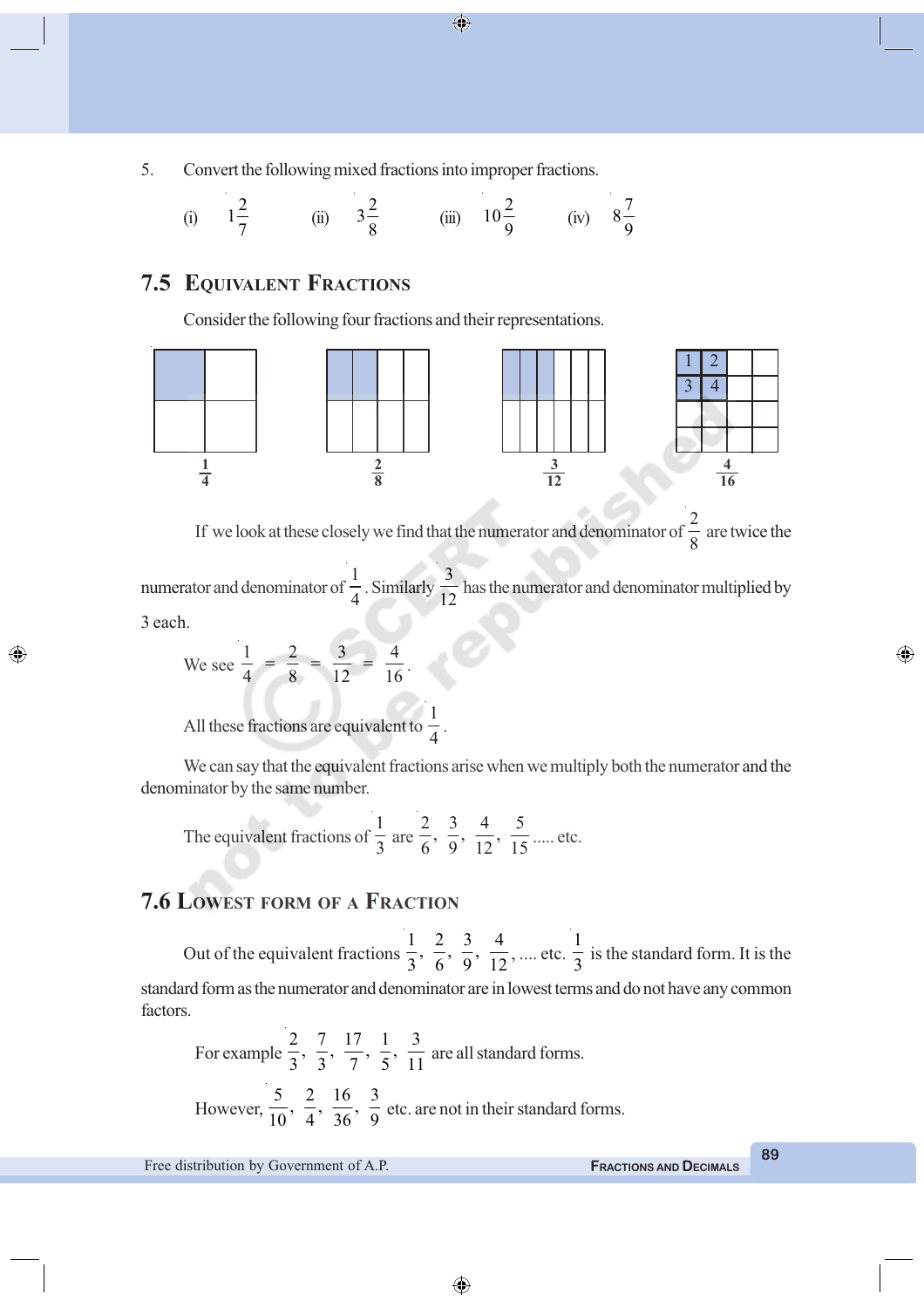5. Convert the following mixed fractions into improper fractions.

(i) $1\frac{2}{7}$ (ii) $3\frac{2}{8}$ (iii) $10\frac{2}{9}$ (iv) $8\frac{7}{9}$

## 7.5 Equivalent Fractions

Consider the following four fractions and their representations.

$\frac{1}{4}$ $\frac{2}{8}$ $\frac{3}{12}$ $\frac{4}{16}$

If we look at these closely we find that the numerator and denominator of $\frac{2}{8}$ are twice the numerator and denominator of $\frac{1}{4}$. Similarly $\frac{3}{12}$ has the numerator and denominator multiplied by 3 each.

We see $\frac{1}{4} = \frac{2}{8} = \frac{3}{12} = \frac{4}{16}$.

All these fractions are equivalent to $\frac{1}{4}$.

We can say that the equivalent fractions arise when we multiply both the numerator and the denominator by the same number.

The equivalent fractions of $\frac{1}{3}$ are $\frac{2}{6}, \frac{3}{9}, \frac{4}{12}, \frac{5}{15}$ ..... etc.

## 7.6 Lowest form of a Fraction

Out of the equivalent fractions $\frac{1}{3}, \frac{2}{6}, \frac{3}{9}, \frac{4}{12}$, .... etc. $\frac{1}{3}$ is the standard form. It is the standard form as the numerator and denominator are in lowest terms and do not have any common factors.

For example $\frac{2}{3}, \frac{7}{3}, \frac{17}{7}, \frac{1}{5}, \frac{3}{11}$ are all standard forms.

However, $\frac{5}{10}, \frac{2}{4}, \frac{16}{36}, \frac{3}{9}$ etc. are not in their standard forms.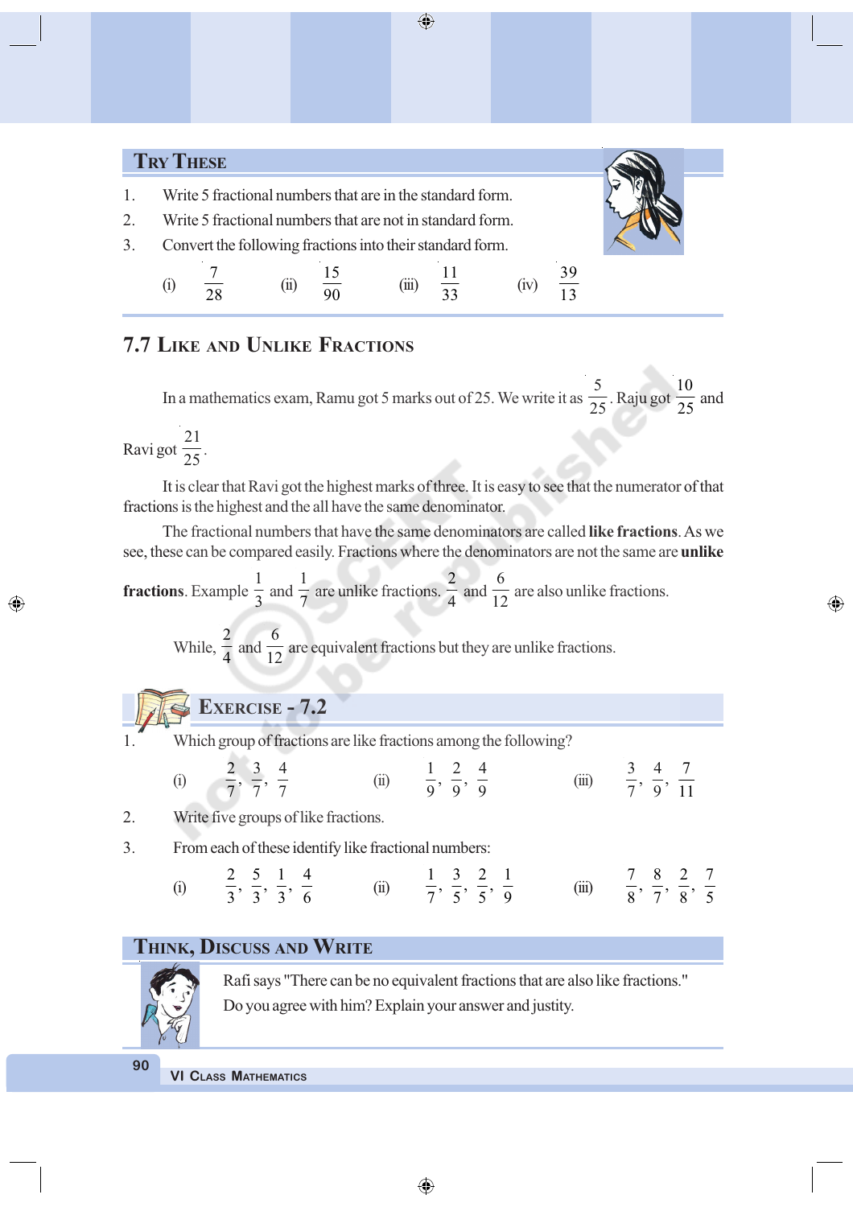## Try These

1. Write 5 fractional numbers that are in the standard form.
2. Write 5 fractional numbers that are not in standard form.
3. Convert the following fractions into their standard form.

(i) $\frac{7}{28}$ (ii) $\frac{15}{90}$ (iii) $\frac{11}{33}$ (iv) $\frac{39}{13}$

## 7.7 Like and Unlike Fractions

In a mathematics exam, Ramu got 5 marks out of 25. We write it as $\frac{5}{25}$. Raju got $\frac{10}{25}$ and Ravi got $\frac{21}{25}$.

It is clear that Ravi got the highest marks of three. It is easy to see that the numerator of that fractions is the highest and the all have the same denominator.

The fractional numbers that have the same denominators are called **like fractions**. As we see, these can be compared easily. Fractions where the denominators are not the same are **unlike fractions**. Example $\frac{1}{3}$ and $\frac{1}{7}$ are unlike fractions. $\frac{2}{4}$ and $\frac{6}{12}$ are also unlike fractions.

While, $\frac{2}{4}$ and $\frac{6}{12}$ are equivalent fractions but they are unlike fractions.

## Exercise - 7.2

1. Which group of fractions are like fractions among the following?

   (i) $\frac{2}{7}, \frac{3}{7}, \frac{4}{7}$ (ii) $\frac{1}{9}, \frac{2}{9}, \frac{4}{9}$ (iii) $\frac{3}{7}, \frac{4}{9}, \frac{7}{11}$

2. Write five groups of like fractions.
3. From each of these identify like fractional numbers:

   (i) $\frac{2}{3}, \frac{5}{3}, \frac{1}{3}, \frac{4}{6}$ (ii) $\frac{1}{7}, \frac{3}{5}, \frac{2}{5}, \frac{1}{9}$ (iii) $\frac{7}{8}, \frac{8}{7}, \frac{2}{8}, \frac{7}{5}$

## Think, Discuss and Write

Rafi says "There can be no equivalent fractions that are also like fractions."
Do you agree with him? Explain your answer and justity.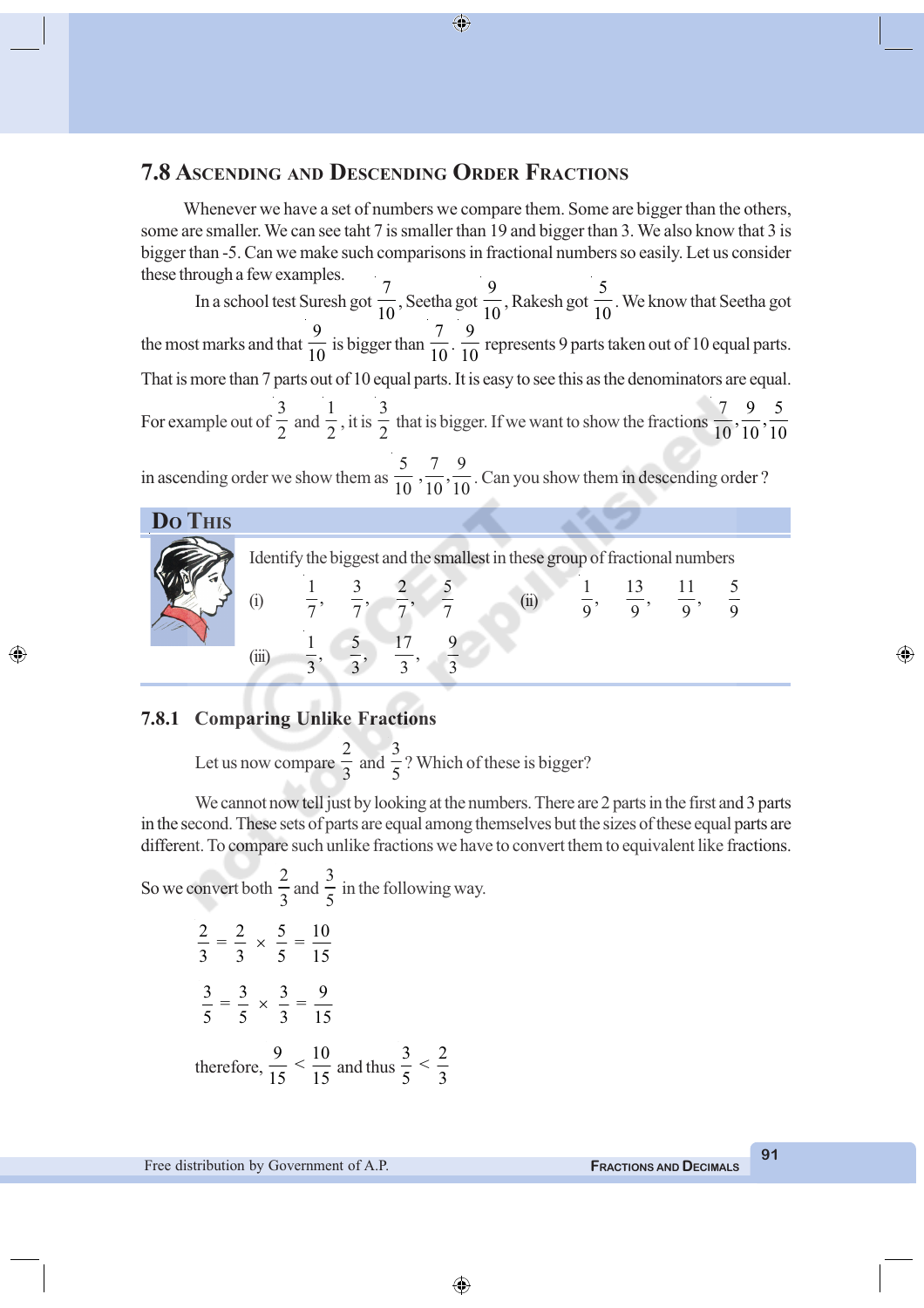## 7.8 Ascending and Descending Order Fractions

Whenever we have a set of numbers we compare them. Some are bigger than the others, some are smaller. We can see taht 7 is smaller than 19 and bigger than 3. We also know that 3 is bigger than -5. Can we make such comparisons in fractional numbers so easily. Let us consider these through a few examples.

In a school test Suresh got $\frac{7}{10}$, Seetha got $\frac{9}{10}$, Rakesh got $\frac{5}{10}$. We know that Seetha got the most marks and that $\frac{9}{10}$ is bigger than $\frac{7}{10}$. $\frac{9}{10}$ represents 9 parts taken out of 10 equal parts. That is more than 7 parts out of 10 equal parts. It is easy to see this as the denominators are equal. For example out of $\frac{3}{2}$ and $\frac{1}{2}$, it is $\frac{3}{2}$ that is bigger. If we want to show the fractions $\frac{7}{10}, \frac{9}{10}, \frac{5}{10}$ in ascending order we show them as $\frac{5}{10}, \frac{7}{10}, \frac{9}{10}$. Can you show them in descending order ?

### Do This

Identify the biggest and the smallest in these group of fractional numbers

(i) $\frac{1}{7}, \frac{3}{7}, \frac{2}{7}, \frac{5}{7}$  (ii) $\frac{1}{9}, \frac{13}{9}, \frac{11}{9}, \frac{5}{9}$

(iii) $\frac{1}{3}, \frac{5}{3}, \frac{17}{3}, \frac{9}{3}$

### 7.8.1 Comparing Unlike Fractions

Let us now compare $\frac{2}{3}$ and $\frac{3}{5}$? Which of these is bigger?

We cannot now tell just by looking at the numbers. There are 2 parts in the first and 3 parts in the second. These sets of parts are equal among themselves but the sizes of these equal parts are different. To compare such unlike fractions we have to convert them to equivalent like fractions.

So we convert both $\frac{2}{3}$ and $\frac{3}{5}$ in the following way.

$$\frac{2}{3} = \frac{2}{3} \times \frac{5}{5} = \frac{10}{15}$$

$$\frac{3}{5} = \frac{3}{5} \times \frac{3}{3} = \frac{9}{15}$$

therefore, $\frac{9}{15} < \frac{10}{15}$ and thus $\frac{3}{5} < \frac{2}{3}$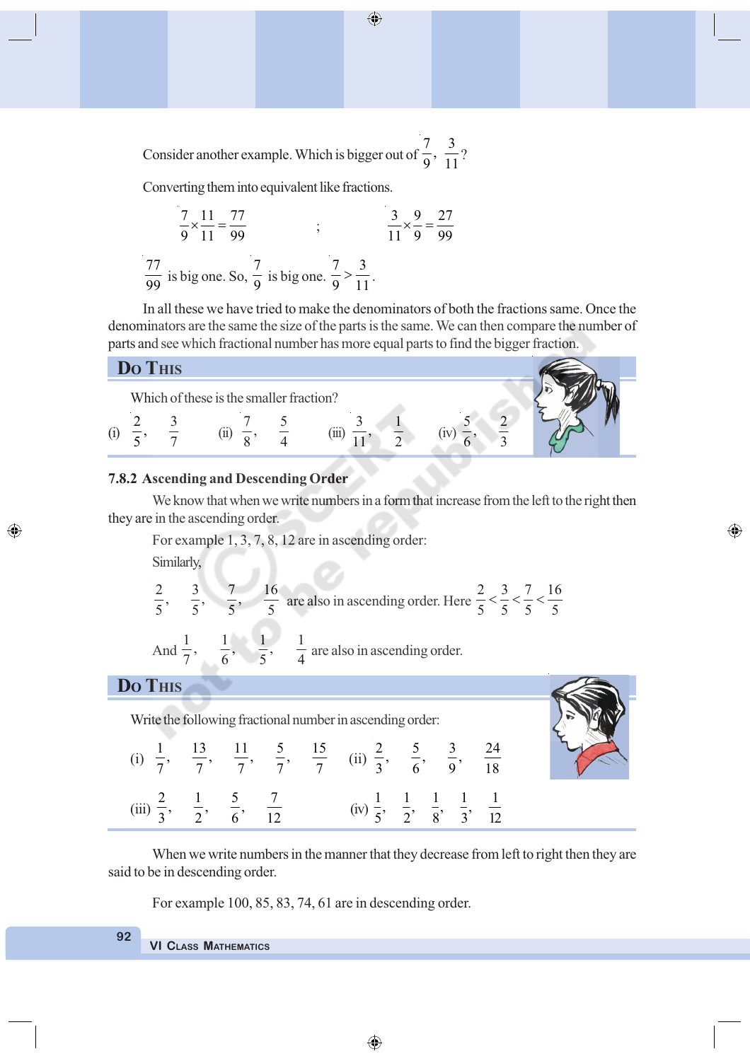Consider another example. Which is bigger out of $\frac{7}{9}, \frac{3}{11}$?

Converting them into equivalent like fractions.

$$\frac{7}{9} \times \frac{11}{11} = \frac{77}{99} \quad ; \quad \frac{3}{11} \times \frac{9}{9} = \frac{27}{99}$$

$\frac{77}{99}$ is big one. So, $\frac{7}{9}$ is big one. $\frac{7}{9} > \frac{3}{11}$.

In all these we have tried to make the denominators of both the fractions same. Once the denominators are the same the size of the parts is the same. We can then compare the number of parts and see which fractional number has more equal parts to find the bigger fraction.

## Do This

Which of these is the smaller fraction?

(i) $\frac{2}{5}, \frac{3}{7}$ (ii) $\frac{7}{8}, \frac{5}{4}$ (iii) $\frac{3}{11}, \frac{1}{2}$ (iv) $\frac{5}{6}, \frac{2}{3}$

### 7.8.2 Ascending and Descending Order

We know that when we write numbers in a form that increase from the left to the right then they are in the ascending order.

For example 1, 3, 7, 8, 12 are in ascending order:

Similarly,

$\frac{2}{5}, \frac{3}{5}, \frac{7}{5}, \frac{16}{5}$ are also in ascending order. Here $\frac{2}{5} < \frac{3}{5} < \frac{7}{5} < \frac{16}{5}$

And $\frac{1}{7}, \frac{1}{6}, \frac{1}{5}, \frac{1}{4}$ are also in ascending order.

## Do This

Write the following fractional number in ascending order:

(i) $\frac{1}{7}, \frac{13}{7}, \frac{11}{7}, \frac{5}{7}, \frac{15}{7}$ (ii) $\frac{2}{3}, \frac{5}{6}, \frac{3}{9}, \frac{24}{18}$

(iii) $\frac{2}{3}, \frac{1}{2}, \frac{5}{6}, \frac{7}{12}$ (iv) $\frac{1}{5}, \frac{1}{2}, \frac{1}{8}, \frac{1}{3}, \frac{1}{12}$

When we write numbers in the manner that they decrease from left to right then they are said to be in descending order.

For example 100, 85, 83, 74, 61 are in descending order.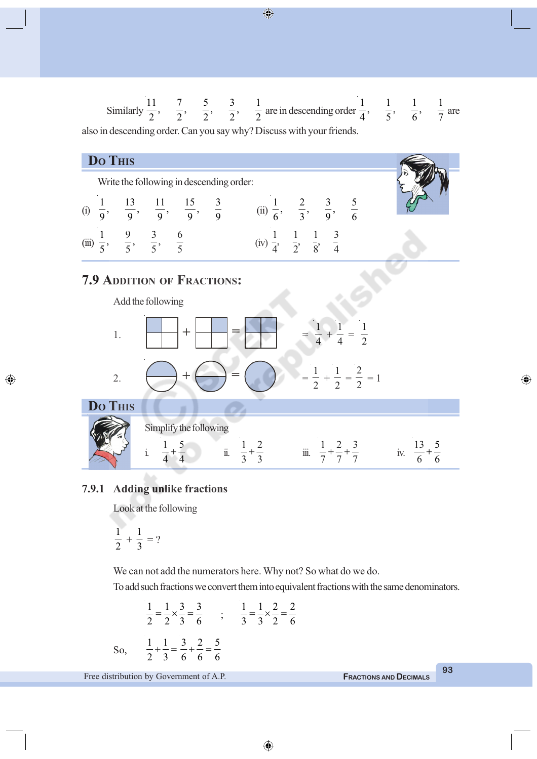Similarly $\frac{11}{2}, \frac{7}{2}, \frac{5}{2}, \frac{3}{2}, \frac{1}{2}$ are in descending order $\frac{1}{4}, \frac{1}{5}, \frac{1}{6}, \frac{1}{7}$ are also in descending order. Can you say why? Discuss with your friends.

## Do This

Write the following in descending order:

(i) $\frac{1}{9}, \frac{13}{9}, \frac{11}{9}, \frac{15}{9}, \frac{3}{9}$  (ii) $\frac{1}{6}, \frac{2}{3}, \frac{3}{9}, \frac{5}{6}$

(iii) $\frac{1}{5}, \frac{9}{5}, \frac{3}{5}, \frac{6}{5}$  (iv) $\frac{1}{4}, \frac{1}{2}, \frac{1}{8}, \frac{3}{4}$

## 7.9 Addition of Fractions:

Add the following

1. $= \frac{1}{4} + \frac{1}{4} = \frac{1}{2}$

2. $= \frac{1}{2} + \frac{1}{2} = \frac{2}{2} = 1$

## Do This

Simplify the following

i. $\frac{1}{4}+\frac{5}{4}$  ii. $\frac{1}{3}+\frac{2}{3}$  iii. $\frac{1}{7}+\frac{2}{7}+\frac{3}{7}$  iv. $\frac{13}{6}+\frac{5}{6}$

### 7.9.1 Adding unlike fractions

Look at the following

$$\frac{1}{2} + \frac{1}{3} = ?$$

We can not add the numerators here. Why not? So what do we do.

To add such fractions we convert them into equivalent fractions with the same denominators.

$$\frac{1}{2} = \frac{1}{2} \times \frac{3}{3} = \frac{3}{6} \quad ; \quad \frac{1}{3} = \frac{1}{3} \times \frac{2}{2} = \frac{2}{6}$$

So, $\frac{1}{2} + \frac{1}{3} = \frac{3}{6} + \frac{2}{6} = \frac{5}{6}$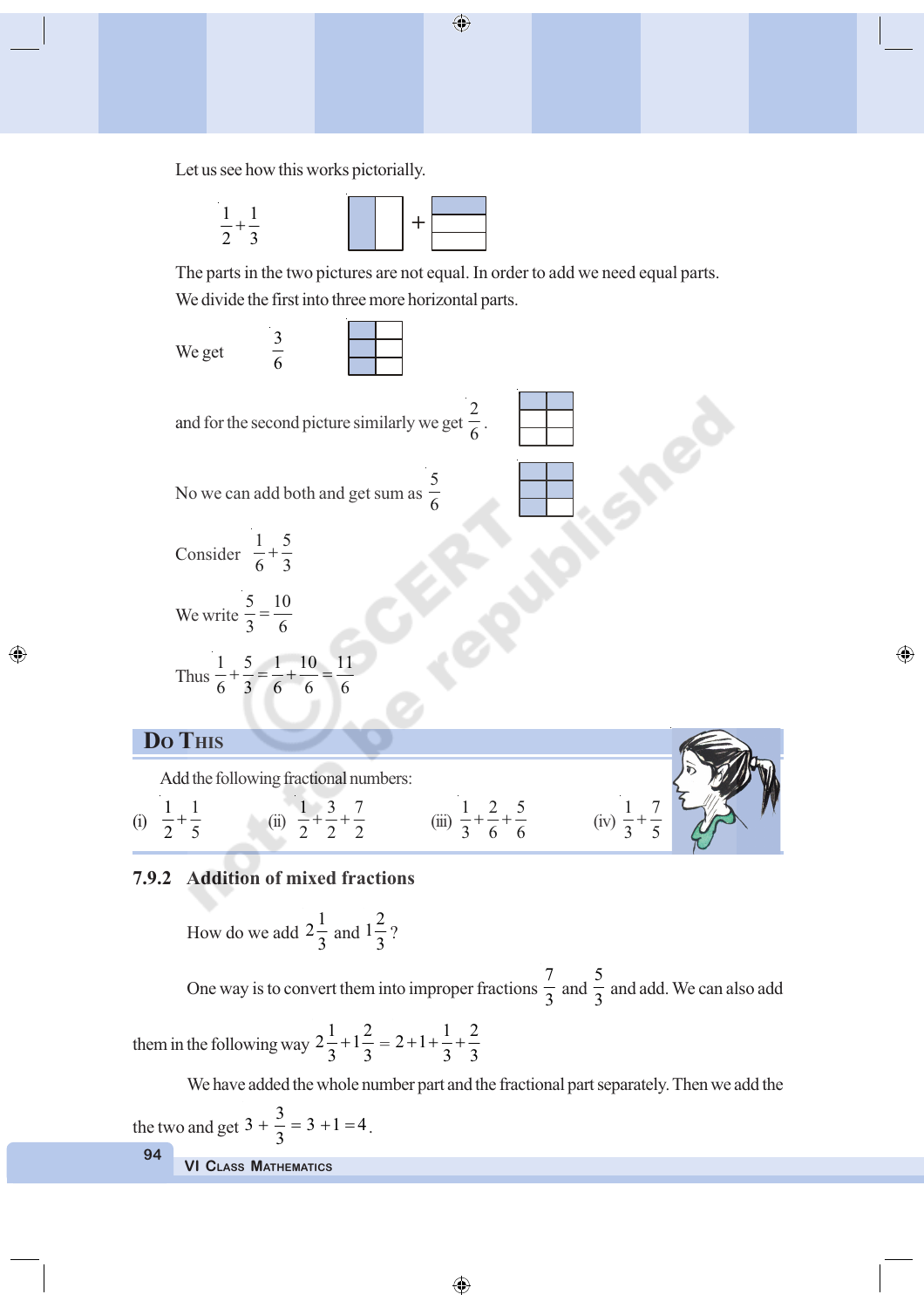Let us see how this works pictorially.

$\frac{1}{2}+\frac{1}{3}$

The parts in the two pictures are not equal. In order to add we need equal parts. We divide the first into three more horizontal parts.

We get $\frac{3}{6}$

and for the second picture similarly we get $\frac{2}{6}$.

No we can add both and get sum as $\frac{5}{6}$

Consider $\frac{1}{6}+\frac{5}{3}$

We write $\frac{5}{3}=\frac{10}{6}$

Thus $\frac{1}{6}+\frac{5}{3}=\frac{1}{6}+\frac{10}{6}=\frac{11}{6}$

## Do This

Add the following fractional numbers:

(i) $\frac{1}{2}+\frac{1}{5}$ (ii) $\frac{1}{2}+\frac{3}{2}+\frac{7}{2}$ (iii) $\frac{1}{3}+\frac{2}{6}+\frac{5}{6}$ (iv) $\frac{1}{3}+\frac{7}{5}$

### 7.9.2 Addition of mixed fractions

How do we add $2\frac{1}{3}$ and $1\frac{2}{3}$?

One way is to convert them into improper fractions $\frac{7}{3}$ and $\frac{5}{3}$ and add. We can also add them in the following way $2\frac{1}{3}+1\frac{2}{3}=2+1+\frac{1}{3}+\frac{2}{3}$

We have added the whole number part and the fractional part separately. Then we add the the two and get $3+\frac{3}{3}=3+1=4$.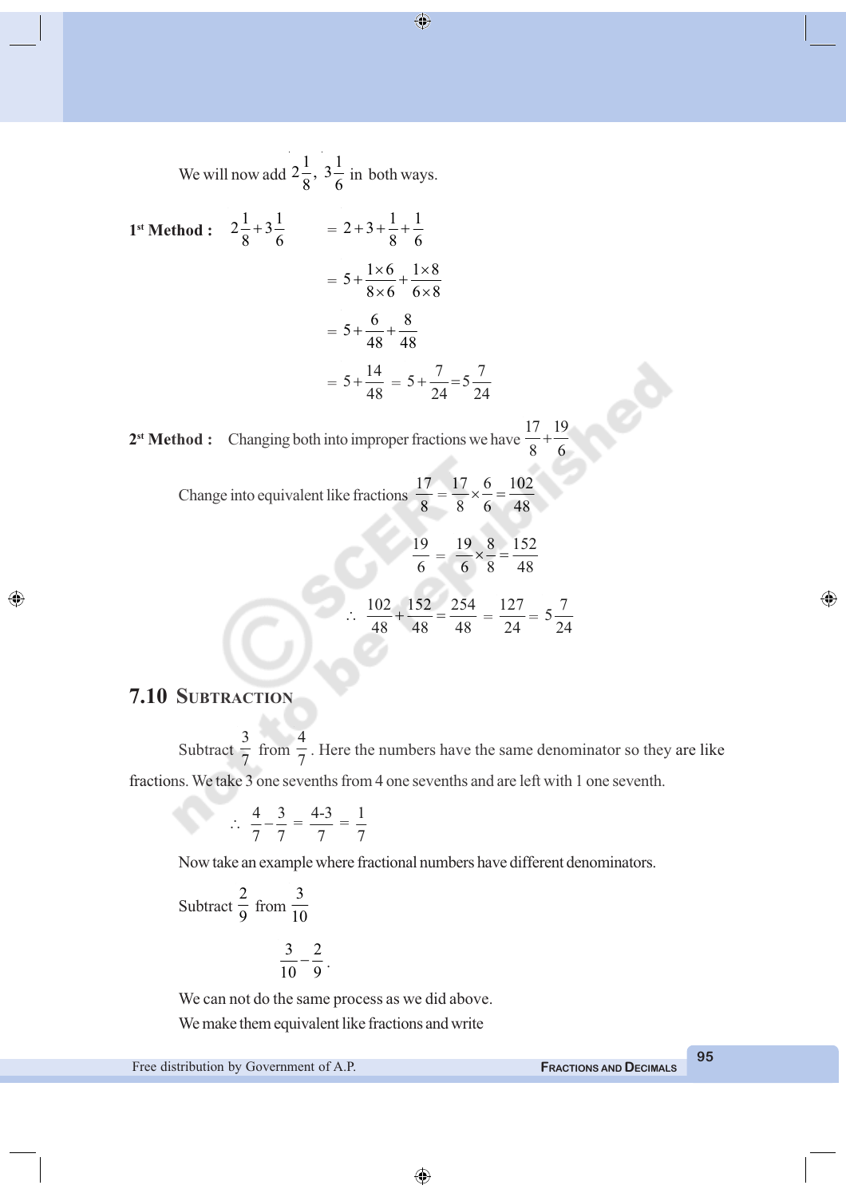We will now add $2\frac{1}{8}$, $3\frac{1}{6}$ in both ways.

**1st Method :** $2\frac{1}{8}+3\frac{1}{6}$

$$= 2+3+\frac{1}{8}+\frac{1}{6}$$

$$= 5+\frac{1\times6}{8\times6}+\frac{1\times8}{6\times8}$$

$$= 5+\frac{6}{48}+\frac{8}{48}$$

$$= 5+\frac{14}{48} = 5+\frac{7}{24} = 5\frac{7}{24}$$

**2st Method :** Changing both into improper fractions we have $\frac{17}{8}+\frac{19}{6}$

Change into equivalent like fractions $\frac{17}{8} = \frac{17}{8}\times\frac{6}{6} = \frac{102}{48}$

$$\frac{19}{6} = \frac{19}{6}\times\frac{8}{8} = \frac{152}{48}$$

$$\therefore \frac{102}{48}+\frac{152}{48} = \frac{254}{48} = \frac{127}{24} = 5\frac{7}{24}$$

## 7.10 Subtraction

Subtract $\frac{3}{7}$ from $\frac{4}{7}$. Here the numbers have the same denominator so they are like fractions. We take 3 one sevenths from 4 one sevenths and are left with 1 one seventh.

$$\therefore \frac{4}{7}-\frac{3}{7} = \frac{4-3}{7} = \frac{1}{7}$$

Now take an example where fractional numbers have different denominators.

Subtract $\frac{2}{9}$ from $\frac{3}{10}$

$$\frac{3}{10}-\frac{2}{9}.$$

We can not do the same process as we did above.

We make them equivalent like fractions and write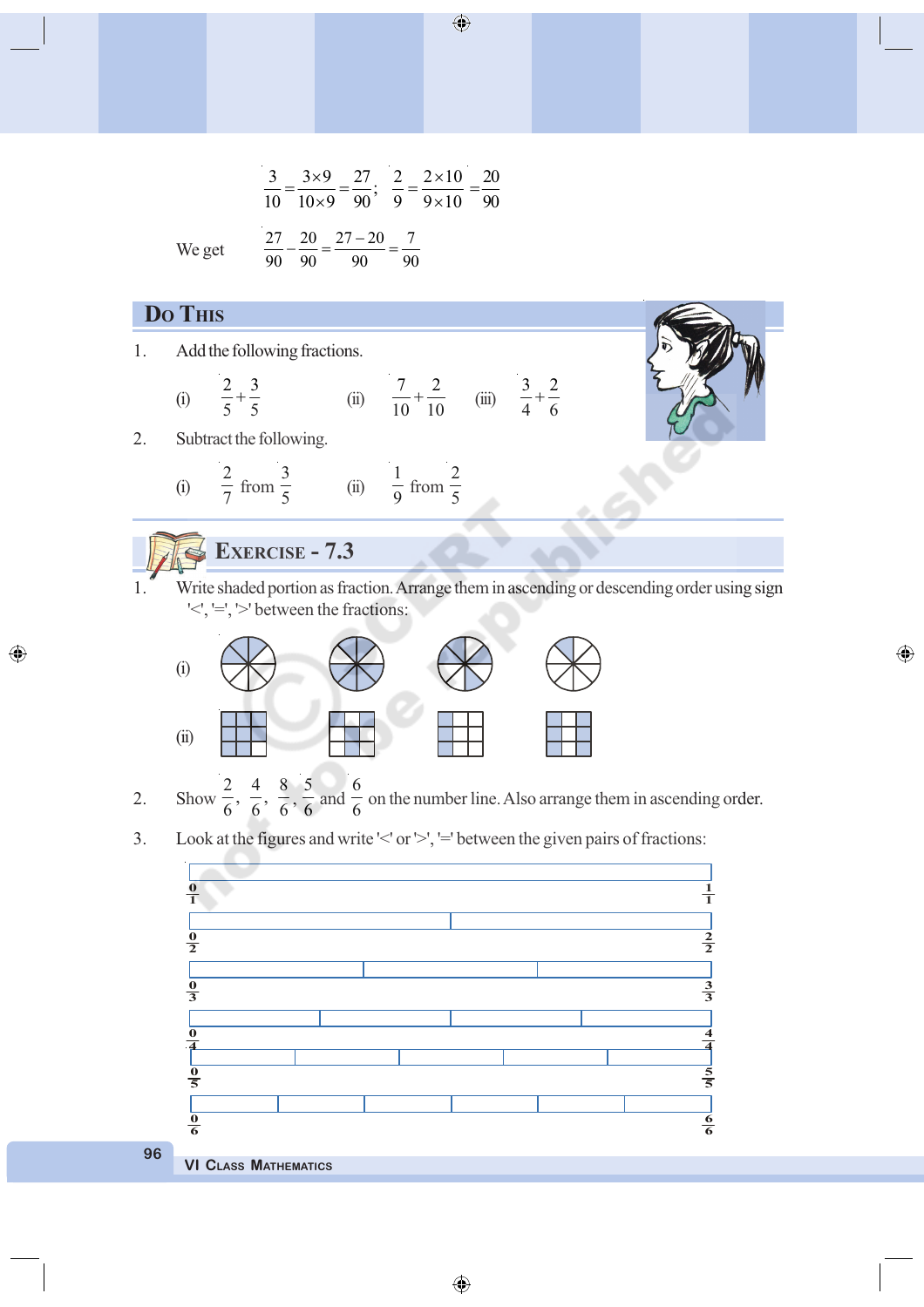$$\frac{3}{10} = \frac{3 \times 9}{10 \times 9} = \frac{27}{90}; \quad \frac{2}{9} = \frac{2 \times 10}{9 \times 10} = \frac{20}{90}$$

We get $\quad \frac{27}{90} - \frac{20}{90} = \frac{27 - 20}{90} = \frac{7}{90}$

## Do This

1. Add the following fractions.

   (i) $\frac{2}{5} + \frac{3}{5}$ (ii) $\frac{7}{10} + \frac{2}{10}$ (iii) $\frac{3}{4} + \frac{2}{6}$

2. Subtract the following.

   (i) $\frac{2}{7}$ from $\frac{3}{5}$ (ii) $\frac{1}{9}$ from $\frac{2}{5}$

## Exercise - 7.3

1. Write shaded portion as fraction. Arrange them in ascending or descending order using sign '<', '=', '>' between the fractions:

   (i)

   (ii)

2. Show $\frac{2}{6}, \frac{4}{6}, \frac{8}{6}, \frac{5}{6}$ and $\frac{6}{6}$ on the number line. Also arrange them in ascending order.

3. Look at the figures and write '<' or '>', '=' between the given pairs of fractions:

$\frac{0}{1}$ $\frac{1}{1}$

$\frac{0}{2}$ $\frac{2}{2}$

$\frac{0}{3}$ $\frac{3}{3}$

$\frac{0}{4}$ $\frac{4}{4}$

$\frac{0}{5}$ $\frac{5}{5}$

$\frac{0}{6}$ $\frac{6}{6}$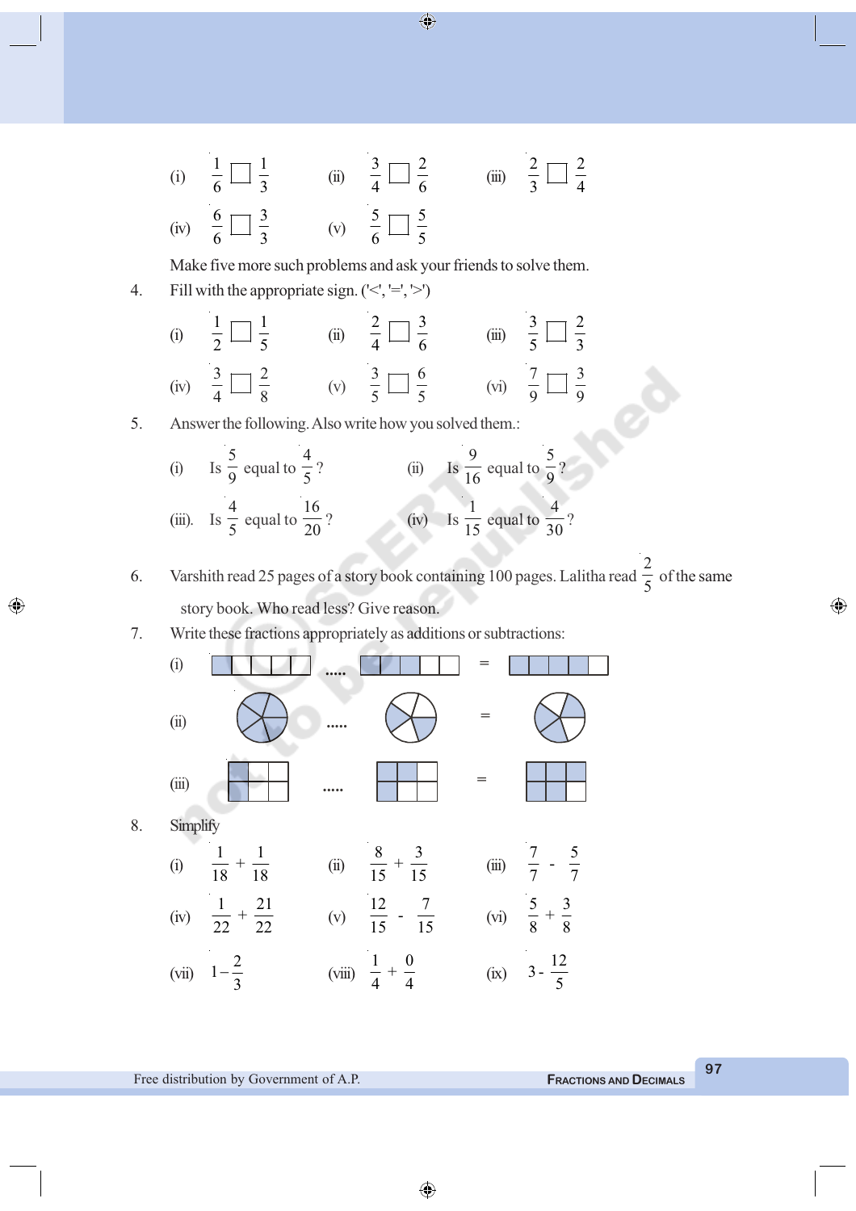(i) $\frac{1}{6} \square \frac{1}{3}$ (ii) $\frac{3}{4} \square \frac{2}{6}$ (iii) $\frac{2}{3} \square \frac{2}{4}$

(iv) $\frac{6}{6} \square \frac{3}{3}$ (v) $\frac{5}{6} \square \frac{5}{5}$

Make five more such problems and ask your friends to solve them.

4. Fill with the appropriate sign. ('<', '=', '>')

(i) $\frac{1}{2} \square \frac{1}{5}$ (ii) $\frac{2}{4} \square \frac{3}{6}$ (iii) $\frac{3}{5} \square \frac{2}{3}$

(iv) $\frac{3}{4} \square \frac{2}{8}$ (v) $\frac{3}{5} \square \frac{6}{5}$ (vi) $\frac{7}{9} \square \frac{3}{9}$

5. Answer the following. Also write how you solved them.:

(i) Is $\frac{5}{9}$ equal to $\frac{4}{5}$? (ii) Is $\frac{9}{16}$ equal to $\frac{5}{9}$?

(iii). Is $\frac{4}{5}$ equal to $\frac{16}{20}$? (iv) Is $\frac{1}{15}$ equal to $\frac{4}{30}$?

6. Varshith read 25 pages of a story book containing 100 pages. Lalitha read $\frac{2}{5}$ of the same story book. Who read less? Give reason.

7. Write these fractions appropriately as additions or subtractions:

(i) [bar figure] ..... [bar figure] = [bar figure]

(ii) [circle figure] ..... [circle figure] = [circle figure]

(iii) [grid figure] ..... [grid figure] = [grid figure]

8. Simplify

(i) $\frac{1}{18} + \frac{1}{18}$ (ii) $\frac{8}{15} + \frac{3}{15}$ (iii) $\frac{7}{7} - \frac{5}{7}$

(iv) $\frac{1}{22} + \frac{21}{22}$ (v) $\frac{12}{15} - \frac{7}{15}$ (vi) $\frac{5}{8} + \frac{3}{8}$

(vii) $1 - \frac{2}{3}$ (viii) $\frac{1}{4} + \frac{0}{4}$ (ix) $3 - \frac{12}{5}$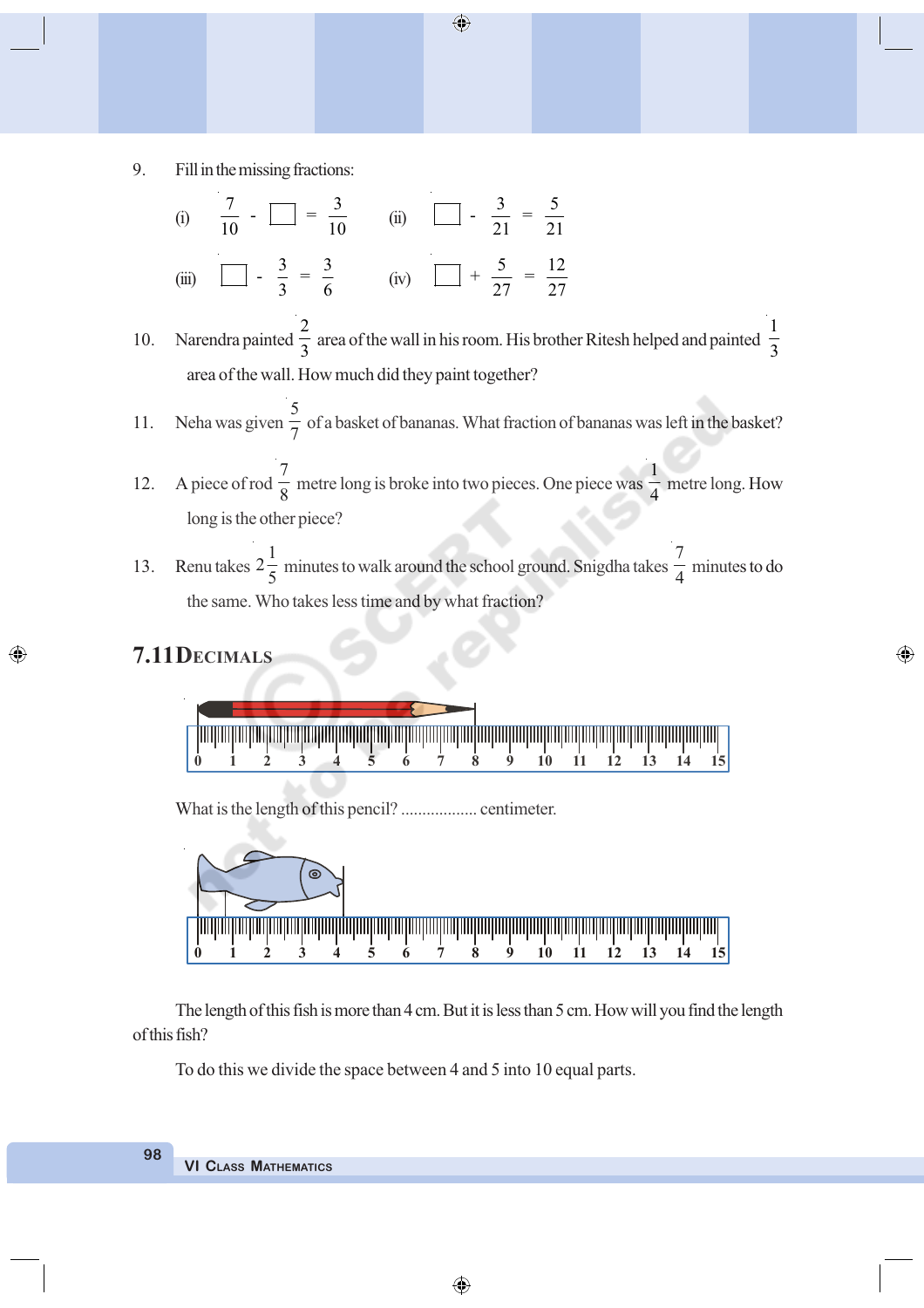9. Fill in the missing fractions:

(i) $\frac{7}{10} - \square = \frac{3}{10}$  (ii) $\square - \frac{3}{21} = \frac{5}{21}$

(iii) $\square - \frac{3}{3} = \frac{3}{6}$  (iv) $\square + \frac{5}{27} = \frac{12}{27}$

10. Narendra painted $\frac{2}{3}$ area of the wall in his room. His brother Ritesh helped and painted $\frac{1}{3}$ area of the wall. How much did they paint together?

11. Neha was given $\frac{5}{7}$ of a basket of bananas. What fraction of bananas was left in the basket?

12. A piece of rod $\frac{7}{8}$ metre long is broke into two pieces. One piece was $\frac{1}{4}$ metre long. How long is the other piece?

13. Renu takes $2\frac{1}{5}$ minutes to walk around the school ground. Snigdha takes $\frac{7}{4}$ minutes to do the same. Who takes less time and by what fraction?

## 7.11 Decimals

What is the length of this pencil? .................. centimeter.

The length of this fish is more than 4 cm. But it is less than 5 cm. How will you find the length of this fish?

To do this we divide the space between 4 and 5 into 10 equal parts.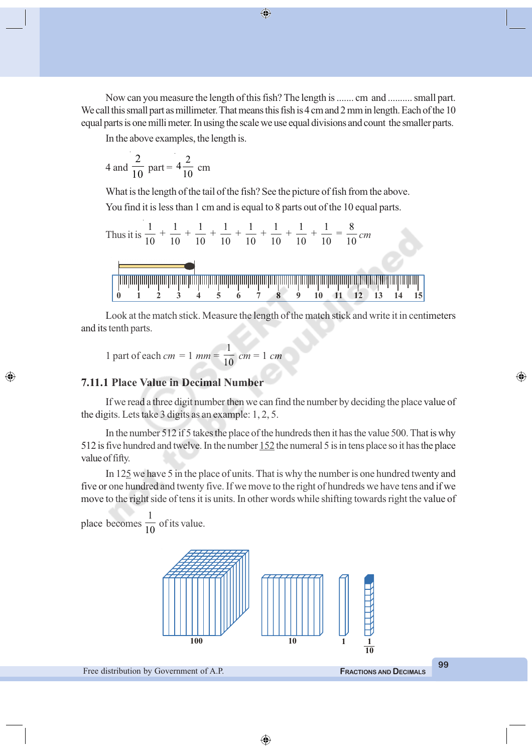Now can you measure the length of this fish? The length is ....... cm and .......... small part. We call this small part as millimeter. That means this fish is 4 cm and 2 mm in length. Each of the 10 equal parts is one milli meter. In using the scale we use equal divisions and count the smaller parts.

In the above examples, the length is.

$4 \text{ and } \frac{2}{10} \text{ part} = 4\frac{2}{10} \text{ cm}$

What is the length of the tail of the fish? See the picture of fish from the above.

You find it is less than 1 cm and is equal to 8 parts out of the 10 equal parts.

Thus it is $\frac{1}{10} + \frac{1}{10} + \frac{1}{10} + \frac{1}{10} + \frac{1}{10} + \frac{1}{10} + \frac{1}{10} + \frac{1}{10} = \frac{8}{10}\, cm$

Look at the match stick. Measure the length of the match stick and write it in centimeters and its tenth parts.

$1 \text{ part of each } cm = 1\ mm = \frac{1}{10}\ cm = 1\ cm$

### 7.11.1 Place Value in Decimal Number

If we read a three digit number then we can find the number by deciding the place value of the digits. Lets take 3 digits as an example: 1, 2, 5.

In the number 512 if 5 takes the place of the hundreds then it has the value 500. That is why 512 is five hundred and twelve. In the number <u>152</u> the numeral 5 is in tens place so it has the place value of fifty.

In 12<u>5</u> we have 5 in the place of units. That is why the number is one hundred twenty and five or one hundred and twenty five. If we move to the right of hundreds we have tens and if we move to the right side of tens it is units. In other words while shifting towards right the value of place becomes $\frac{1}{10}$ of its value.

100 &nbsp;&nbsp;&nbsp; 10 &nbsp;&nbsp;&nbsp; 1 &nbsp;&nbsp;&nbsp; $\frac{1}{10}$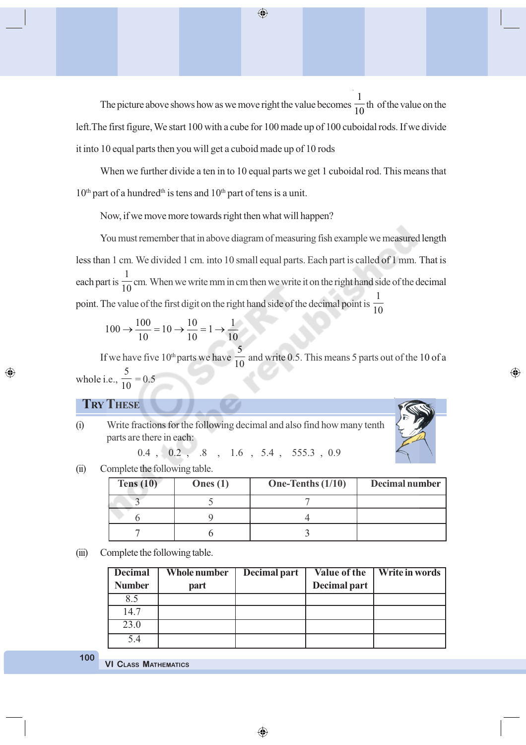The picture above shows how as we move right the value becomes $\frac{1}{10}$th of the value on the left.The first figure, We start 100 with a cube for 100 made up of 100 cuboidal rods. If we divide it into 10 equal parts then you will get a cuboid made up of 10 rods

When we further divide a ten in to 10 equal parts we get 1 cuboidal rod. This means that $10^{th}$ part of a hundred$^{th}$ is tens and $10^{th}$ part of tens is a unit.

Now, if we move more towards right then what will happen?

You must remember that in above diagram of measuring fish example we measured length less than 1 cm. We divided 1 cm. into 10 small equal parts. Each part is called of 1 mm. That is each part is $\frac{1}{10}$ cm. When we write mm in cm then we write it on the right hand side of the decimal point. The value of the first digit on the right hand side of the decimal point is $\frac{1}{10}$

$$100 \rightarrow \frac{100}{10} = 10 \rightarrow \frac{10}{10} = 1 \rightarrow \frac{1}{10}$$

If we have five $10^{th}$ parts we have $\frac{5}{10}$ and write 0.5. This means 5 parts out of the 10 of a whole i.e., $\frac{5}{10} = 0.5$

## Try These

(i) Write fractions for the following decimal and also find how many tenth parts are there in each:

0.4 , 0.2 , .8 , 1.6 , 5.4 , 555.3 , 0.9

(ii) Complete the following table.

| Tens (10) | Ones (1) | One-Tenths (1/10) | Decimal number |
|---|---|---|---|
| 3 | 5 | 7 | |
| 6 | 9 | 4 | |
| 7 | 6 | 3 | |

(iii) Complete the following table.

| Decimal Number | Whole number part | Decimal part | Value of the Decimal part | Write in words |
|---|---|---|---|---|
| 8.5 | | | | |
| 14.7 | | | | |
| 23.0 | | | | |
| 5.4 | | | | |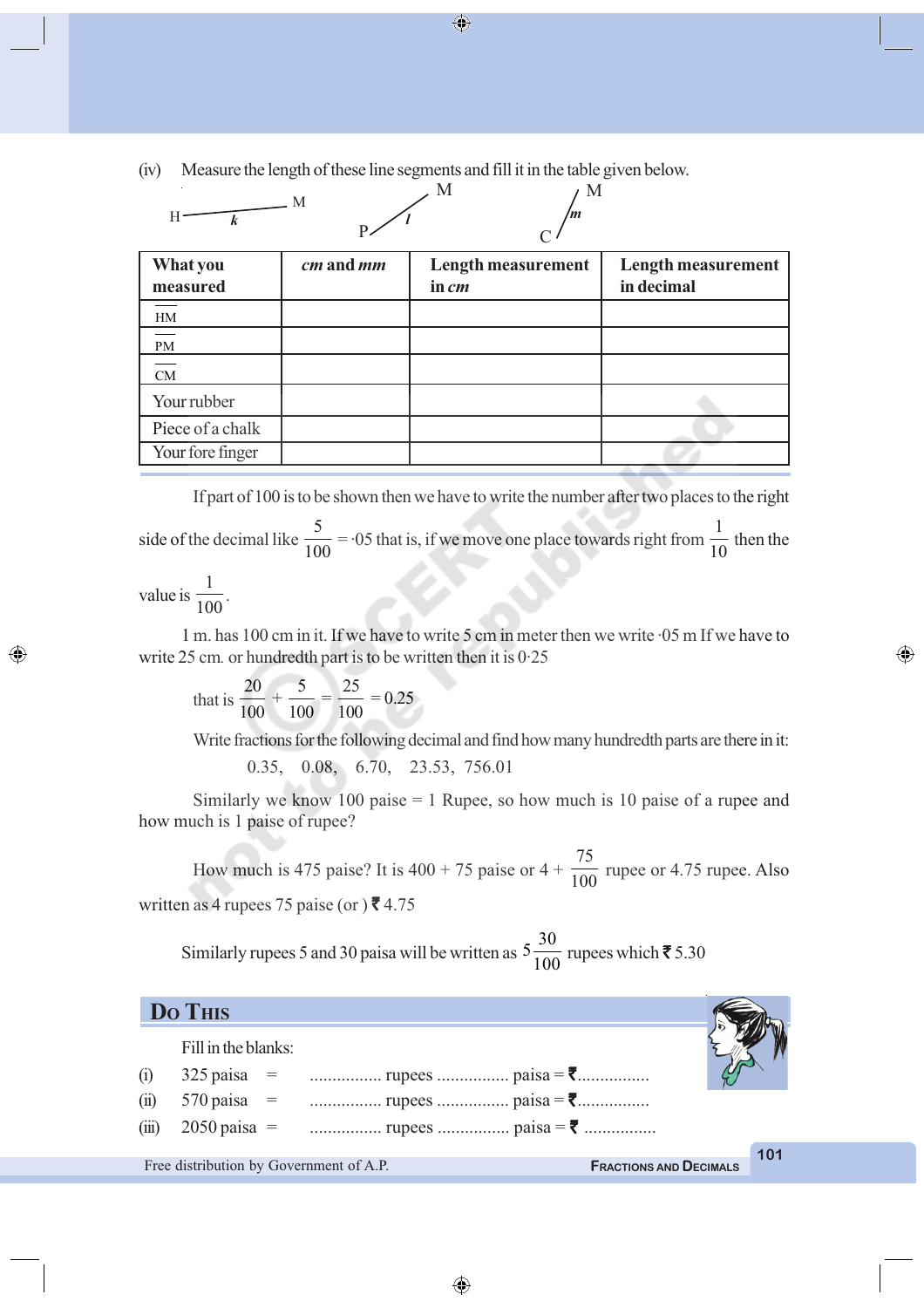(iv) Measure the length of these line segments and fill it in the table given below.

H ——— M ($k$) &nbsp;&nbsp;&nbsp; P ——— M ($l$) &nbsp;&nbsp;&nbsp; C ——— M ($m$)

| What you measured | *cm* and *mm* | Length measurement in *cm* | Length measurement in decimal |
|---|---|---|---|
| $\overline{HM}$ | | | |
| $\overline{PM}$ | | | |
| $\overline{CM}$ | | | |
| Your rubber | | | |
| Piece of a chalk | | | |
| Your fore finger | | | |

If part of 100 is to be shown then we have to write the number after two places to the right side of the decimal like $\frac{5}{100}$ = ·05 that is, if we move one place towards right from $\frac{1}{10}$ then the value is $\frac{1}{100}$.

1 m. has 100 cm in it. If we have to write 5 cm in meter then we write ·05 m If we have to write 25 cm. or hundredth part is to be written then it is 0·25

that is $\frac{20}{100} + \frac{5}{100} = \frac{25}{100} = 0.25$

Write fractions for the following decimal and find how many hundredth parts are there in it:

0.35, 0.08, 6.70, 23.53, 756.01

Similarly we know 100 paise = 1 Rupee, so how much is 10 paise of a rupee and how much is 1 paise of rupee?

How much is 475 paise? It is 400 + 75 paise or $4 + \frac{75}{100}$ rupee or 4.75 rupee. Also written as 4 rupees 75 paise (or ) ₹ 4.75

Similarly rupees 5 and 30 paisa will be written as $5\frac{30}{100}$ rupees which ₹ 5.30

## Do This

Fill in the blanks:

(i) 325 paisa = ................ rupees ................ paisa = ₹................

(ii) 570 paisa = ................ rupees ................ paisa = ₹................

(iii) 2050 paisa = ................ rupees ................ paisa = ₹ ................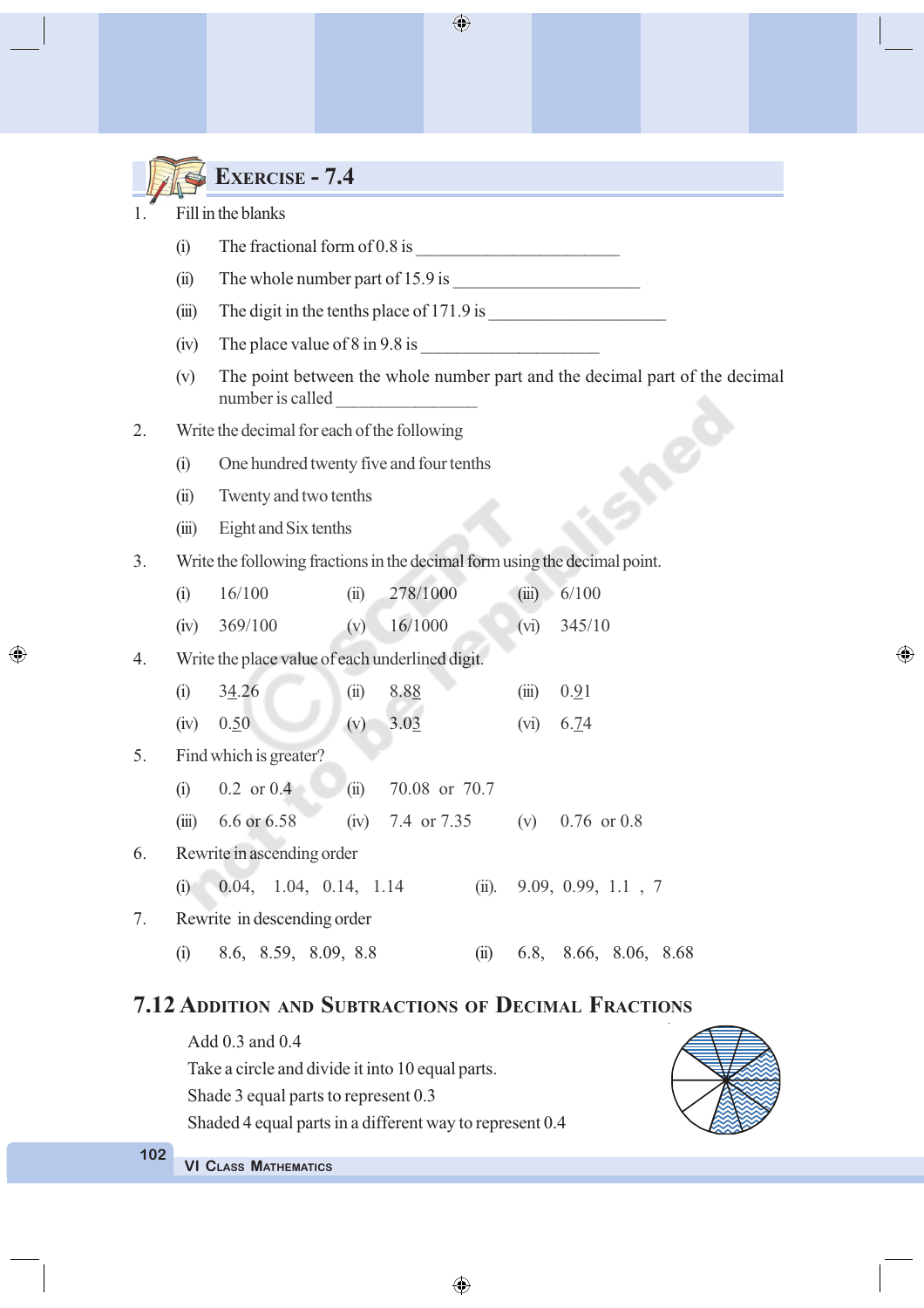## Exercise - 7.4

1. Fill in the blanks
   - (i) The fractional form of 0.8 is ________________________
   - (ii) The whole number part of 15.9 is ______________________
   - (iii) The digit in the tenths place of 171.9 is _____________________
   - (iv) The place value of 8 in 9.8 is _____________________
   - (v) The point between the whole number part and the decimal part of the decimal number is called ________________

2. Write the decimal for each of the following
   - (i) One hundred twenty five and four tenths
   - (ii) Twenty and two tenths
   - (iii) Eight and Six tenths

3. Write the following fractions in the decimal form using the decimal point.
   - (i) 16/100 (ii) 278/1000 (iii) 6/100
   - (iv) 369/100 (v) 16/1000 (vi) 345/10

4. Write the place value of each underlined digit.
   - (i) 3<u>4</u>.26 (ii) 8.<u>88</u> (iii) 0.<u>9</u>1
   - (iv) 0.<u>5</u>0 (v) 3.0<u>3</u> (vi) 6.<u>7</u>4

5. Find which is greater?
   - (i) 0.2 or 0.4 (ii) 70.08 or 70.7
   - (iii) 6.6 or 6.58 (iv) 7.4 or 7.35 (v) 0.76 or 0.8

6. Rewrite in ascending order
   - (i) 0.04, 1.04, 0.14, 1.14 (ii). 9.09, 0.99, 1.1 , 7

7. Rewrite in descending order
   - (i) 8.6, 8.59, 8.09, 8.8 (ii) 6.8, 8.66, 8.06, 8.68

## 7.12 Addition and Subtractions of Decimal Fractions

Add 0.3 and 0.4

Take a circle and divide it into 10 equal parts.

Shade 3 equal parts to represent 0.3

Shaded 4 equal parts in a different way to represent 0.4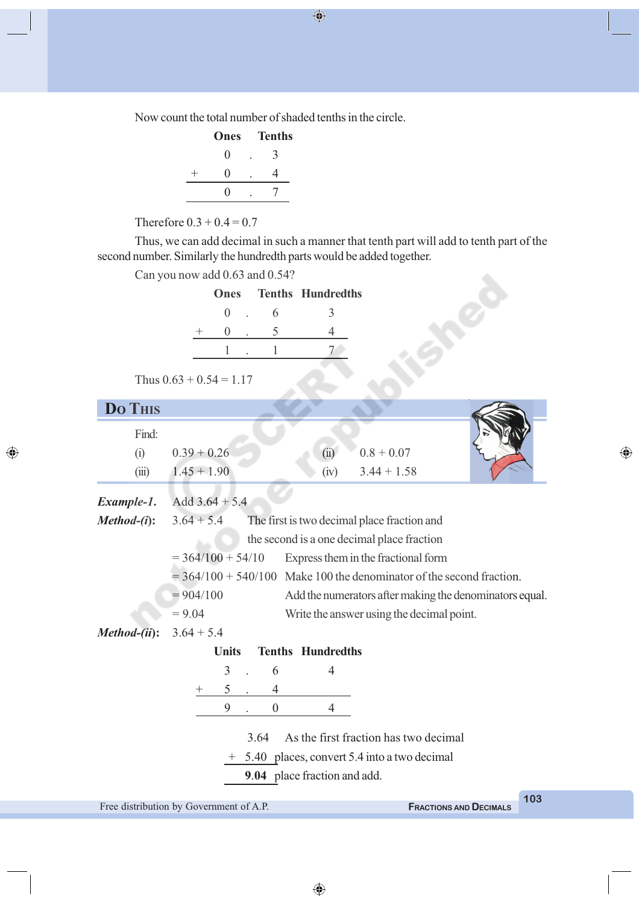Now count the total number of shaded tenths in the circle.

| | Ones | | Tenths |
|---|---|---|---|
| | 0 | . | 3 |
| + | 0 | . | 4 |
| | 0 | . | 7 |

Therefore 0.3 + 0.4 = 0.7

Thus, we can add decimal in such a manner that tenth part will add to tenth part of the second number. Similarly the hundredth parts would be added together.

Can you now add 0.63 and 0.54?

| | Ones | | Tenths | Hundredths |
|---|---|---|---|---|
| | 0 | . | 6 | 3 |
| + | 0 | . | 5 | 4 |
| | 1 | . | 1 | 7 |

Thus 0.63 + 0.54 = 1.17

## Do This

Find:

(i) 0.39 + 0.26 (ii) 0.8 + 0.07

(iii) 1.45 + 1.90 (iv) 3.44 + 1.58

***Example-1.*** Add 3.64 + 5.4

***Method-(i):*** 3.64 + 5.4 The first is two decimal place fraction and the second is a one decimal place fraction

= 364/100 + 54/10 Express them in the fractional form

= 364/100 + 540/100 Make 100 the denominator of the second fraction.

= 904/100 Add the numerators after making the denominators equal.

= 9.04 Write the answer using the decimal point.

***Method-(ii):*** 3.64 + 5.4

| | Units | | Tenths | Hundredths |
|---|---|---|---|---|
| | 3 | . | 6 | 4 |
| + | 5 | . | 4 | |
| | 9 | . | 0 | 4 |

```
   3.64   As the first fraction has two decimal
 + 5.40   places, convert 5.4 into a two decimal
   9.04   place fraction and add.
```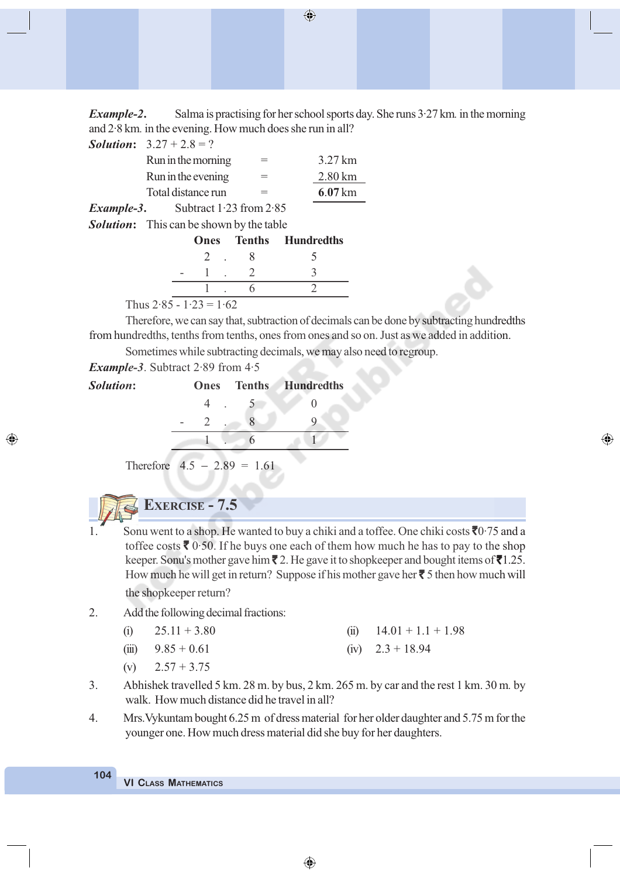***Example-2*.** Salma is practising for her school sports day. She runs 3·27 km. in the morning and 2·8 km. in the evening. How much does she run in all?

***Solution*:** 3.27 + 2.8 = ?

| | | |
|---|---|---|
| Run in the morning | = | 3.27 km |
| Run in the evening | = | 2.80 km |
| Total distance run | = | **6.07** km |

***Example-3*.** Subtract 1·23 from 2·85

***Solution*:** This can be shown by the table

| | Ones | | Tenths | Hundredths |
|---|---|---|---|---|
| | 2 | . | 8 | 5 |
| - | 1 | . | 2 | 3 |
| | 1 | . | 6 | 2 |

Thus 2·85 - 1·23 = 1·62

Therefore, we can say that, subtraction of decimals can be done by subtracting hundredths from hundredths, tenths from tenths, ones from ones and so on. Just as we added in addition.

Sometimes while subtracting decimals, we may also need to regroup.

***Example-3*.** Subtract 2·89 from 4·5

***Solution*:**

| | Ones | | Tenths | Hundredths |
|---|---|---|---|---|
| | 4 | . | 5 | 0 |
| - | 2 | . | 8 | 9 |
| | 1 | . | 6 | 1 |

Therefore 4.5 – 2.89 = 1.61

## EXERCISE - 7.5

1. Sonu went to a shop. He wanted to buy a chiki and a toffee. One chiki costs ₹0·75 and a toffee costs ₹ 0·50. If he buys one each of them how much he has to pay to the shop keeper. Sonu's mother gave him ₹ 2. He gave it to shopkeeper and bought items of ₹1.25. How much he will get in return? Suppose if his mother gave her ₹ 5 then how much will the shopkeeper return?

2. Add the following decimal fractions:
   - (i) 25.11 + 3.80
   - (ii) 14.01 + 1.1 + 1.98
   - (iii) 9.85 + 0.61
   - (iv) 2.3 + 18.94
   - (v) 2.57 + 3.75

3. Abhishek travelled 5 km. 28 m. by bus, 2 km. 265 m. by car and the rest 1 km. 30 m. by walk. How much distance did he travel in all?

4. Mrs.Vykuntam bought 6.25 m of dress material for her older daughter and 5.75 m for the younger one. How much dress material did she buy for her daughters.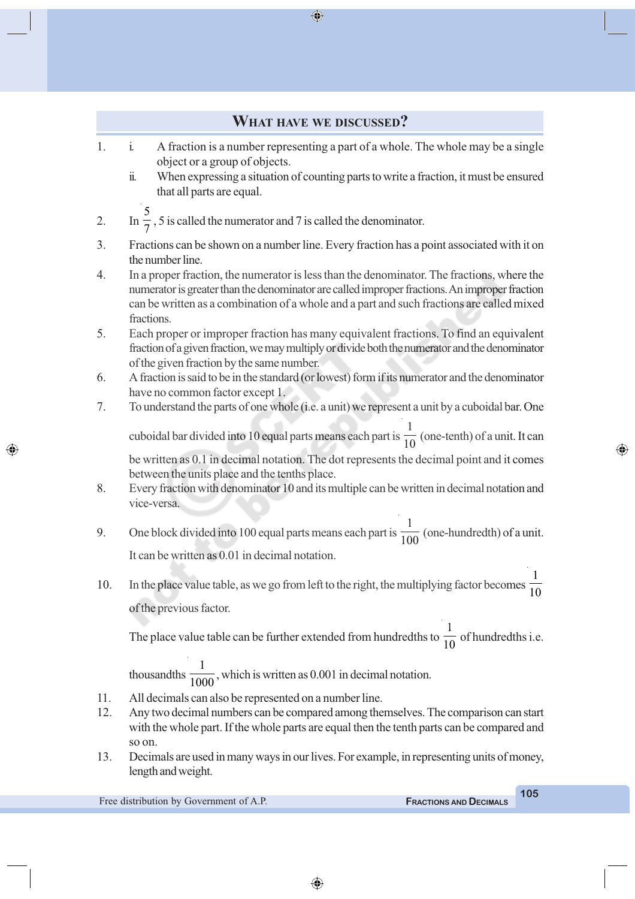## What have we discussed?

1. i. A fraction is a number representing a part of a whole. The whole may be a single object or a group of objects.

   ii. When expressing a situation of counting parts to write a fraction, it must be ensured that all parts are equal.

2. In $\frac{5}{7}$, 5 is called the numerator and 7 is called the denominator.
3. Fractions can be shown on a number line. Every fraction has a point associated with it on the number line.
4. In a proper fraction, the numerator is less than the denominator. The fractions, where the numerator is greater than the denominator are called improper fractions. An improper fraction can be written as a combination of a whole and a part and such fractions are called mixed fractions.
5. Each proper or improper fraction has many equivalent fractions. To find an equivalent fraction of a given fraction, we may multiply or divide both the numerator and the denominator of the given fraction by the same number.
6. A fraction is said to be in the standard (or lowest) form if its numerator and the denominator have no common factor except 1.
7. To understand the parts of one whole (i.e. a unit) we represent a unit by a cuboidal bar. One cuboidal bar divided into 10 equal parts means each part is $\frac{1}{10}$ (one-tenth) of a unit. It can be written as 0.1 in decimal notation. The dot represents the decimal point and it comes between the units place and the tenths place.
8. Every fraction with denominator 10 and its multiple can be written in decimal notation and vice-versa.
9. One block divided into 100 equal parts means each part is $\frac{1}{100}$ (one-hundredth) of a unit. It can be written as 0.01 in decimal notation.
10. In the place value table, as we go from left to the right, the multiplying factor becomes $\frac{1}{10}$ of the previous factor.

    The place value table can be further extended from hundredths to $\frac{1}{10}$ of hundredths i.e. thousandths $\frac{1}{1000}$, which is written as 0.001 in decimal notation.
11. All decimals can also be represented on a number line.
12. Any two decimal numbers can be compared among themselves. The comparison can start with the whole part. If the whole parts are equal then the tenth parts can be compared and so on.
13. Decimals are used in many ways in our lives. For example, in representing units of money, length and weight.